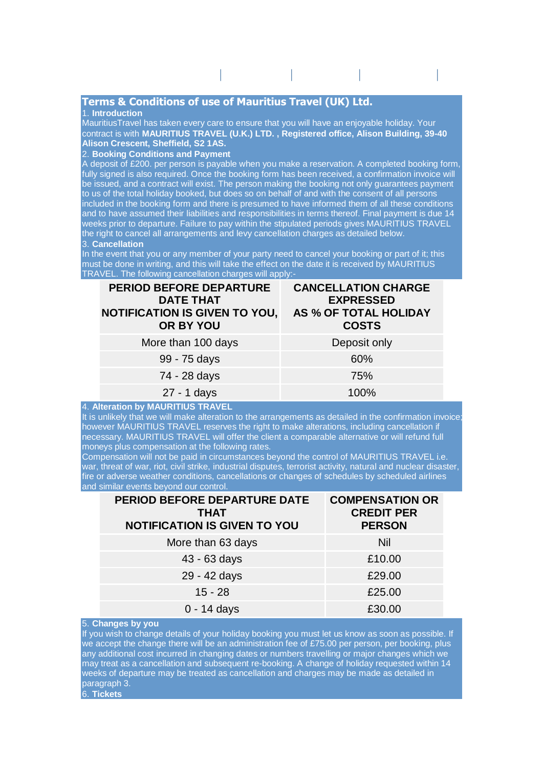# Terms & Conditions of use of Mauritius Travel (UK) Ltd.

1. **Introduction**

MauritiusTravel has taken every care to ensure that you will have an enjoyable holiday. Your contract is with **MAURITIUS TRAVEL (U.K.) LTD. , Registered office, Alison Building, 39-40 Alison Crescent, Sheffield, S2 1AS.**

2. **Booking Conditions and Payment**

A deposit of £200. per person is payable when you make a reservation. A completed booking form, fully signed is also required. Once the booking form has been received, a confirmation invoice will be issued, and a contract will exist. The person making the booking not only guarantees payment to us of the total holiday booked, but does so on behalf of and with the consent of all persons included in the booking form and there is presumed to have informed them of all these conditions and to have assumed their liabilities and responsibilities in terms thereof. Final payment is due 14 weeks prior to departure. Failure to pay within the stipulated periods gives MAURITIUS TRAVEL the right to cancel all arrangements and levy cancellation charges as detailed below.

3. **Cancellation**

In the event that you or any member of your party need to cancel your booking or part of it; this must be done in writing, and this will take the effect on the date it is received by MAURITIUS TRAVEL. The following cancellation charges will apply:-

| PERIOD BEFORE DEPARTURE DATE THAT NOTIFICATION IS GIVEN TO YOU, OR BY YOU | CANCELLATION CHARGE EXPRESSED AS % OF TOTAL HOLIDAY COSTS |
|---|---|
| More than 100 days | Deposit only |
| 99 - 75 days | 60% |
| 74 - 28 days | 75% |
| 27 - 1 days | 100% |

4. **Alteration by MAURITIUS TRAVEL**

It is unlikely that we will make alteration to the arrangements as detailed in the confirmation invoice; however MAURITIUS TRAVEL reserves the right to make alterations, including cancellation if necessary. MAURITIUS TRAVEL will offer the client a comparable alternative or will refund full moneys plus compensation at the following rates.

Compensation will not be paid in circumstances beyond the control of MAURITIUS TRAVEL i.e. war, threat of war, riot, civil strike, industrial disputes, terrorist activity, natural and nuclear disaster, fire or adverse weather conditions, cancellations or changes of schedules by scheduled airlines and similar events beyond our control.

| PERIOD BEFORE DEPARTURE DATE THAT NOTIFICATION IS GIVEN TO YOU | COMPENSATION OR CREDIT PER PERSON |
|---|---|
| More than 63 days | Nil |
| 43 - 63 days | £10.00 |
| 29 - 42 days | £29.00 |
| 15 - 28 | £25.00 |
| 0 - 14 days | £30.00 |

5. **Changes by you**

If you wish to change details of your holiday booking you must let us know as soon as possible. If we accept the change there will be an administration fee of £75.00 per person, per booking, plus any additional cost incurred in changing dates or numbers travelling or major changes which we may treat as a cancellation and subsequent re-booking. A change of holiday requested within 14 weeks of departure may be treated as cancellation and charges may be made as detailed in paragraph 3.

6. **Tickets**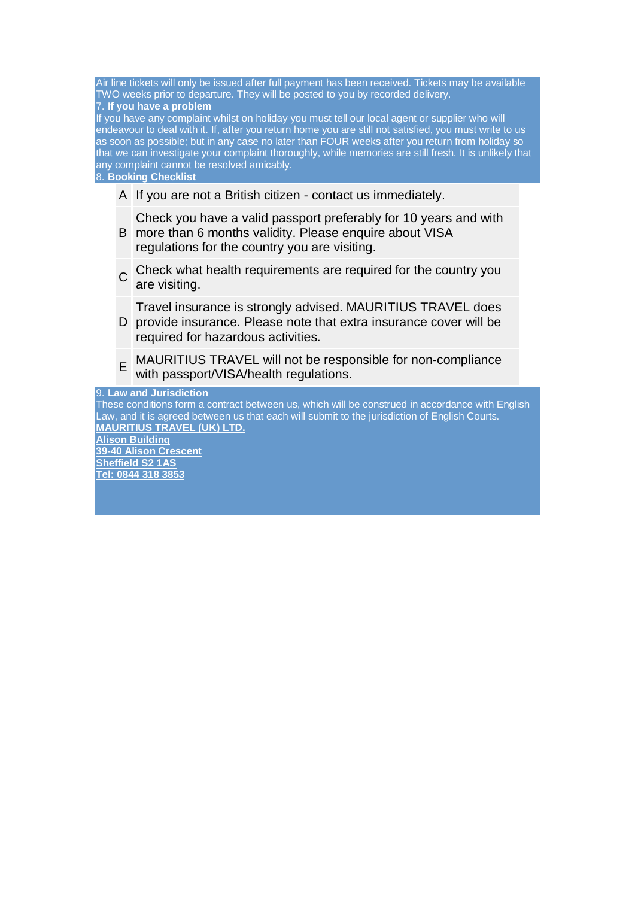Air line tickets will only be issued after full payment has been received. Tickets may be available TWO weeks prior to departure. They will be posted to you by recorded delivery.

7. **If you have a problem**

If you have any complaint whilst on holiday you must tell our local agent or supplier who will endeavour to deal with it. If, after you return home you are still not satisfied, you must write to us as soon as possible; but in any case no later than FOUR weeks after you return from holiday so that we can investigate your complaint thoroughly, while memories are still fresh. It is unlikely that any complaint cannot be resolved amicably.

8. **Booking Checklist**

| | |
|---|---|
| A | If you are not a British citizen - contact us immediately. |
| B | Check you have a valid passport preferably for 10 years and with more than 6 months validity. Please enquire about VISA regulations for the country you are visiting. |
| C | Check what health requirements are required for the country you are visiting. |
| D | Travel insurance is strongly advised. MAURITIUS TRAVEL does provide insurance. Please note that extra insurance cover will be required for hazardous activities. |
| E | MAURITIUS TRAVEL will not be responsible for non-compliance with passport/VISA/health regulations. |

9. **Law and Jurisdiction**

These conditions form a contract between us, which will be construed in accordance with English Law, and it is agreed between us that each will submit to the jurisdiction of English Courts.

**MAURITIUS TRAVEL (UK) LTD.**
**Alison Building**
**39-40 Alison Crescent**
**Sheffield S2 1AS**
**Tel: 0844 318 3853**